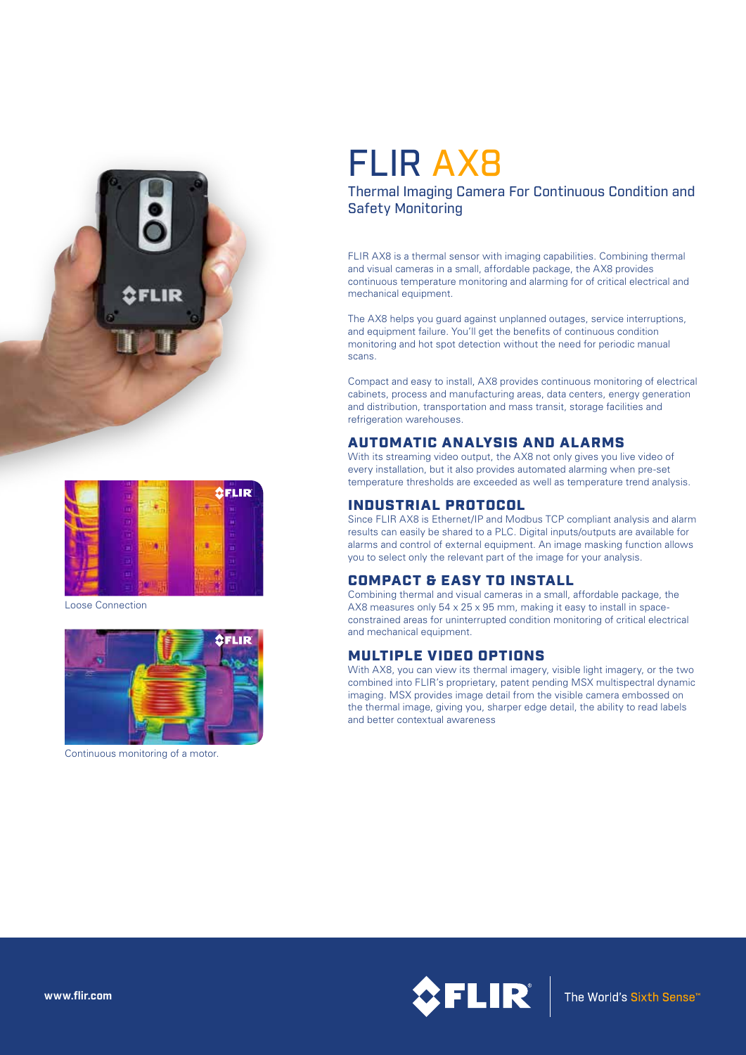# FLIR AX8

## Thermal Imaging Camera For Continuous Condition and Safety Monitoring

FLIR AX8 is a thermal sensor with imaging capabilities. Combining thermal and visual cameras in a small, affordable package, the AX8 provides continuous temperature monitoring and alarming for of critical electrical and mechanical equipment.

The AX8 helps you guard against unplanned outages, service interruptions, and equipment failure. You'll get the benefits of continuous condition monitoring and hot spot detection without the need for periodic manual scans.

Compact and easy to install, AX8 provides continuous monitoring of electrical cabinets, process and manufacturing areas, data centers, energy generation and distribution, transportation and mass transit, storage facilities and refrigeration warehouses.

### AUTOMATIC ANALYSIS AND ALARMS

With its streaming video output, the AX8 not only gives you live video of every installation, but it also provides automated alarming when pre-set temperature thresholds are exceeded as well as temperature trend analysis.

### INDUSTRIAL PROTOCOL

Since FLIR AX8 is Ethernet/IP and Modbus TCP compliant analysis and alarm results can easily be shared to a PLC. Digital inputs/outputs are available for alarms and control of external equipment. An image masking function allows you to select only the relevant part of the image for your analysis.

### COMPACT & EASY TO INSTALL

Combining thermal and visual cameras in a small, affordable package, the AX8 measures only 54 x 25 x 95 mm, making it easy to install in space-constrained areas for uninterrupted condition monitoring of critical electrical and mechanical equipment.

### MULTIPLE VIDEO OPTIONS

With AX8, you can view its thermal imagery, visible light imagery, or the two combined into FLIR's proprietary, patent pending MSX multispectral dynamic imaging. MSX provides image detail from the visible camera embossed on the thermal image, giving you, sharper edge detail, the ability to read labels and better contextual awareness

Loose Connection

Continuous monitoring of a motor.

www.flir.com

The World's Sixth Sense™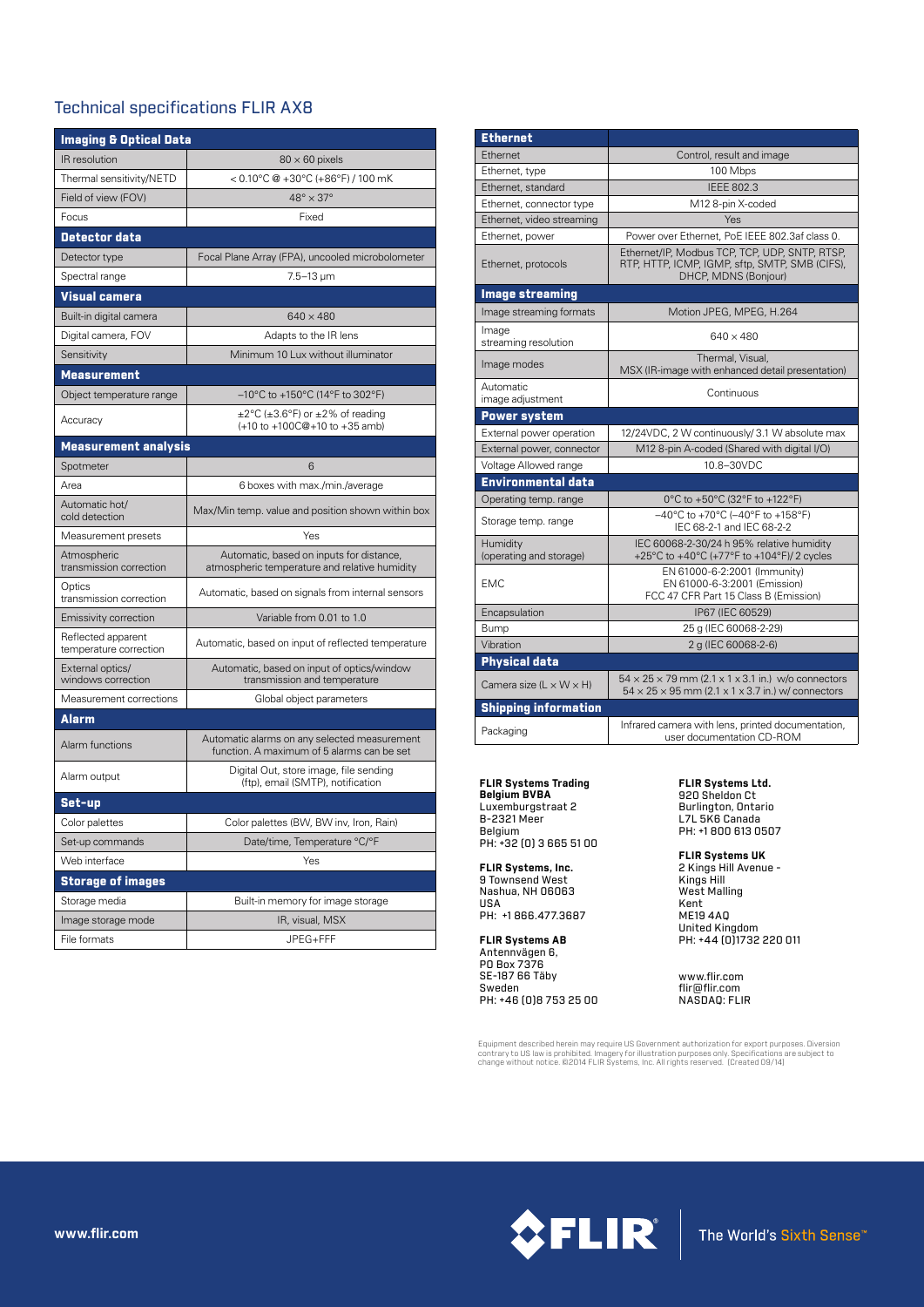## Technical specifications FLIR AX8

| | |
|---|---|
| **Imaging & Optical Data** | |
| IR resolution | 80 × 60 pixels |
| Thermal sensitivity/NETD | < 0.10°C @ +30°C (+86°F) / 100 mK |
| Field of view (FOV) | 48° × 37° |
| Focus | Fixed |
| **Detector data** | |
| Detector type | Focal Plane Array (FPA), uncooled microbolometer |
| Spectral range | 7.5–13 µm |
| **Visual camera** | |
| Built-in digital camera | 640 × 480 |
| Digital camera, FOV | Adapts to the IR lens |
| Sensitivity | Minimum 10 Lux without illuminator |
| **Measurement** | |
| Object temperature range | –10°C to +150°C (14°F to 302°F) |
| Accuracy | ±2°C (±3.6°F) or ±2% of reading (+10 to +100C@+10 to +35 amb) |
| **Measurement analysis** | |
| Spotmeter | 6 |
| Area | 6 boxes with max./min./average |
| Automatic hot/ cold detection | Max/Min temp. value and position shown within box |
| Measurement presets | Yes |
| Atmospheric transmission correction | Automatic, based on inputs for distance, atmospheric temperature and relative humidity |
| Optics transmission correction | Automatic, based on signals from internal sensors |
| Emissivity correction | Variable from 0.01 to 1.0 |
| Reflected apparent temperature correction | Automatic, based on input of reflected temperature |
| External optics/ windows correction | Automatic, based on input of optics/window transmission and temperature |
| Measurement corrections | Global object parameters |
| **Alarm** | |
| Alarm functions | Automatic alarms on any selected measurement function. A maximum of 5 alarms can be set |
| Alarm output | Digital Out, store image, file sending (ftp), email (SMTP), notification |
| **Set-up** | |
| Color palettes | Color palettes (BW, BW inv, Iron, Rain) |
| Set-up commands | Date/time, Temperature °C/°F |
| Web interface | Yes |
| **Storage of images** | |
| Storage media | Built-in memory for image storage |
| Image storage mode | IR, visual, MSX |
| File formats | JPEG+FFF |

| | |
|---|---|
| **Ethernet** | |
| Ethernet | Control, result and image |
| Ethernet, type | 100 Mbps |
| Ethernet, standard | IEEE 802.3 |
| Ethernet, connector type | M12 8-pin X-coded |
| Ethernet, video streaming | Yes |
| Ethernet, power | Power over Ethernet, PoE IEEE 802.3af class 0. |
| Ethernet, protocols | Ethernet/IP, Modbus TCP, TCP, UDP, SNTP, RTSP, RTP, HTTP, ICMP, IGMP, sftp, SMTP, SMB (CIFS), DHCP, MDNS (Bonjour) |
| **Image streaming** | |
| Image streaming formats | Motion JPEG, MPEG, H.264 |
| Image streaming resolution | 640 × 480 |
| Image modes | Thermal, Visual, MSX (IR-image with enhanced detail presentation) |
| Automatic image adjustment | Continuous |
| **Power system** | |
| External power operation | 12/24VDC, 2 W continuously/ 3.1 W absolute max |
| External power, connector | M12 8-pin A-coded (Shared with digital I/O) |
| Voltage Allowed range | 10.8–30VDC |
| **Environmental data** | |
| Operating temp. range | 0°C to +50°C (32°F to +122°F) |
| Storage temp. range | –40°C to +70°C (–40°F to +158°F) IEC 68-2-1 and IEC 68-2-2 |
| Humidity (operating and storage) | IEC 60068-2-30/24 h 95% relative humidity +25°C to +40°C (+77°F to +104°F)/ 2 cycles |
| EMC | EN 61000-6-2:2001 (Immunity) EN 61000-6-3:2001 (Emission) FCC 47 CFR Part 15 Class B (Emission) |
| Encapsulation | IP67 (IEC 60529) |
| Bump | 25 g (IEC 60068-2-29) |
| Vibration | 2 g (IEC 60068-2-6) |
| **Physical data** | |
| Camera size (L × W × H) | 54 × 25 × 79 mm (2.1 x 1 x 3.1 in.) w/o connectors 54 × 25 × 95 mm (2.1 x 1 x 3.7 in.) w/ connectors |
| **Shipping information** | |
| Packaging | Infrared camera with lens, printed documentation, user documentation CD-ROM |

**FLIR Systems Trading Belgium BVBA**
Luxemburgstraat 2
B-2321 Meer
Belgium
PH: +32 (0) 3 665 51 00

**FLIR Systems, Inc.**
9 Townsend West
Nashua, NH 06063
USA
PH: +1 866.477.3687

**FLIR Systems AB**
Antennvägen 6,
PO Box 7376
SE-187 66 Täby
Sweden
PH: +46 (0)8 753 25 00

**FLIR Systems Ltd.**
920 Sheldon Ct
Burlington, Ontario
L7L 5K6 Canada
PH: +1 800 613 0507

**FLIR Systems UK**
2 Kings Hill Avenue -
Kings Hill
West Malling
Kent
ME19 4AQ
United Kingdom
PH: +44 (0)1732 220 011

www.flir.com
flir@flir.com
NASDAQ: FLIR

Equipment described herein may require US Government authorization for export purposes. Diversion contrary to US law is prohibited. Imagery for illustration purposes only. Specifications are subject to change without notice. ©2014 FLIR Systems, Inc. All rights reserved. (Created 09/14)

www.flir.com

FLIR® The World's Sixth Sense™